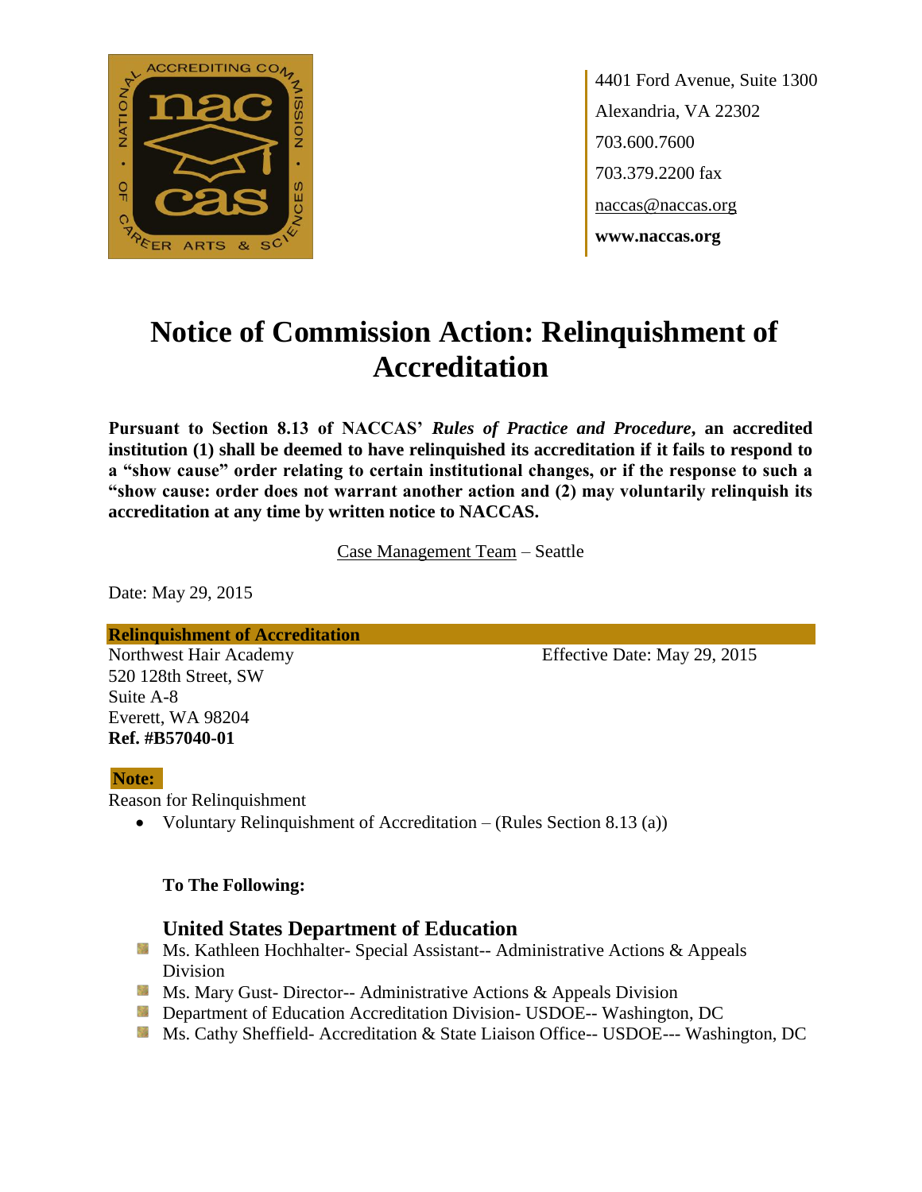4401 Ford Avenue, Suite 1300
Alexandria, VA 22302
703.600.7600
703.379.2200 fax
naccas@naccas.org
**www.naccas.org**

# Notice of Commission Action: Relinquishment of Accreditation

**Pursuant to Section 8.13 of NACCAS' *Rules of Practice and Procedure*, an accredited institution (1) shall be deemed to have relinquished its accreditation if it fails to respond to a "show cause" order relating to certain institutional changes, or if the response to such a "show cause: order does not warrant another action and (2) may voluntarily relinquish its accreditation at any time by written notice to NACCAS.**

Case Management Team – Seattle

Date: May 29, 2015

**Relinquishment of Accreditation**

Northwest Hair Academy
520 128th Street, SW
Suite A-8
Everett, WA 98204
**Ref. #B57040-01**

Effective Date: May 29, 2015

**Note:**

Reason for Relinquishment

- Voluntary Relinquishment of Accreditation – (Rules Section 8.13 (a))

**To The Following:**

### United States Department of Education

- Ms. Kathleen Hochhalter- Special Assistant-- Administrative Actions & Appeals Division
- Ms. Mary Gust- Director-- Administrative Actions & Appeals Division
- Department of Education Accreditation Division- USDOE-- Washington, DC
- Ms. Cathy Sheffield- Accreditation & State Liaison Office-- USDOE--- Washington, DC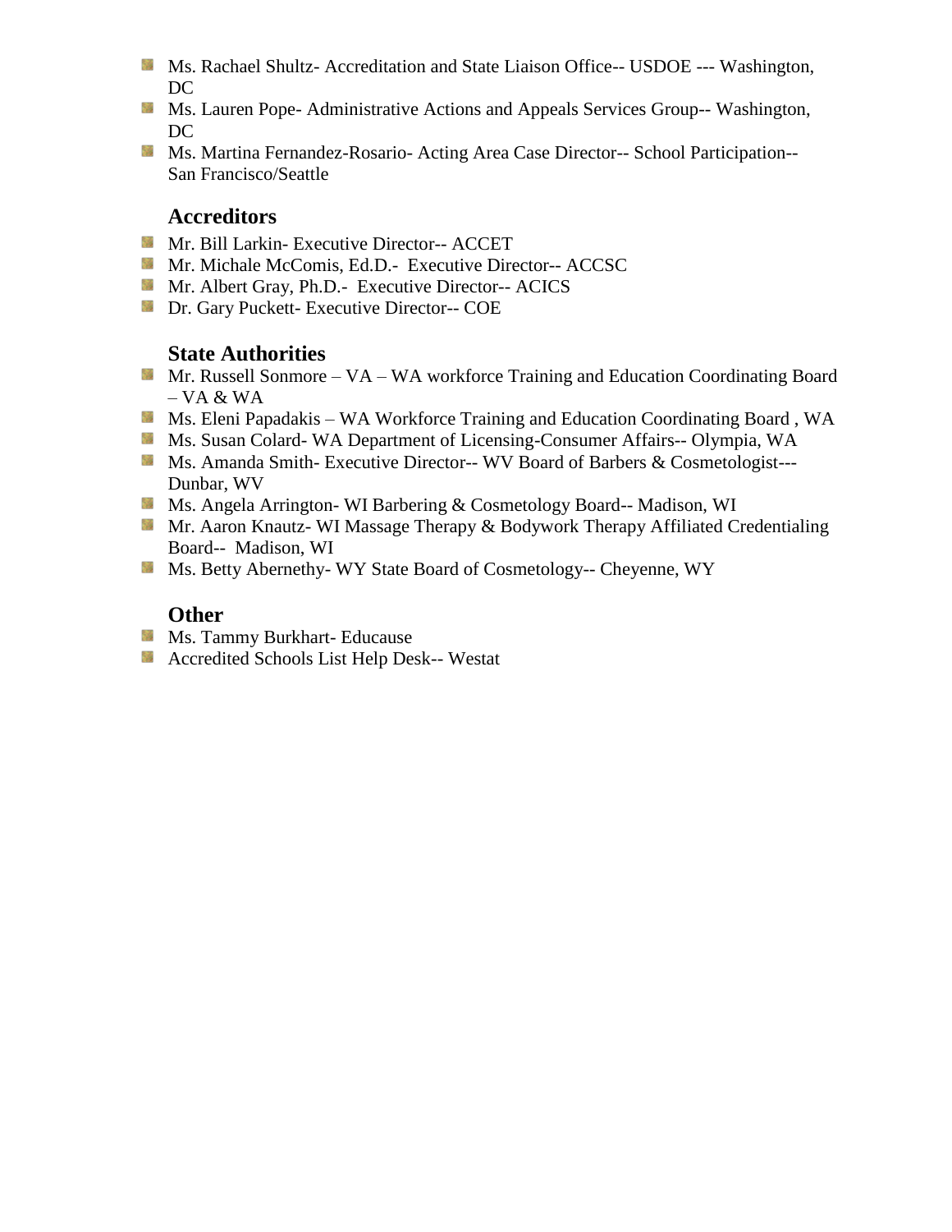- Ms. Rachael Shultz- Accreditation and State Liaison Office-- USDOE --- Washington, DC
- Ms. Lauren Pope- Administrative Actions and Appeals Services Group-- Washington, DC
- Ms. Martina Fernandez-Rosario- Acting Area Case Director-- School Participation-- San Francisco/Seattle

### Accreditors

- Mr. Bill Larkin- Executive Director-- ACCET
- Mr. Michale McComis, Ed.D.- Executive Director-- ACCSC
- Mr. Albert Gray, Ph.D.- Executive Director-- ACICS
- Dr. Gary Puckett- Executive Director-- COE

### State Authorities

- Mr. Russell Sonmore – VA – WA workforce Training and Education Coordinating Board – VA & WA
- Ms. Eleni Papadakis – WA Workforce Training and Education Coordinating Board , WA
- Ms. Susan Colard- WA Department of Licensing-Consumer Affairs-- Olympia, WA
- Ms. Amanda Smith- Executive Director-- WV Board of Barbers & Cosmetologist--- Dunbar, WV
- Ms. Angela Arrington- WI Barbering & Cosmetology Board-- Madison, WI
- Mr. Aaron Knautz- WI Massage Therapy & Bodywork Therapy Affiliated Credentialing Board-- Madison, WI
- Ms. Betty Abernethy- WY State Board of Cosmetology-- Cheyenne, WY

### Other

- Ms. Tammy Burkhart- Educause
- Accredited Schools List Help Desk-- Westat